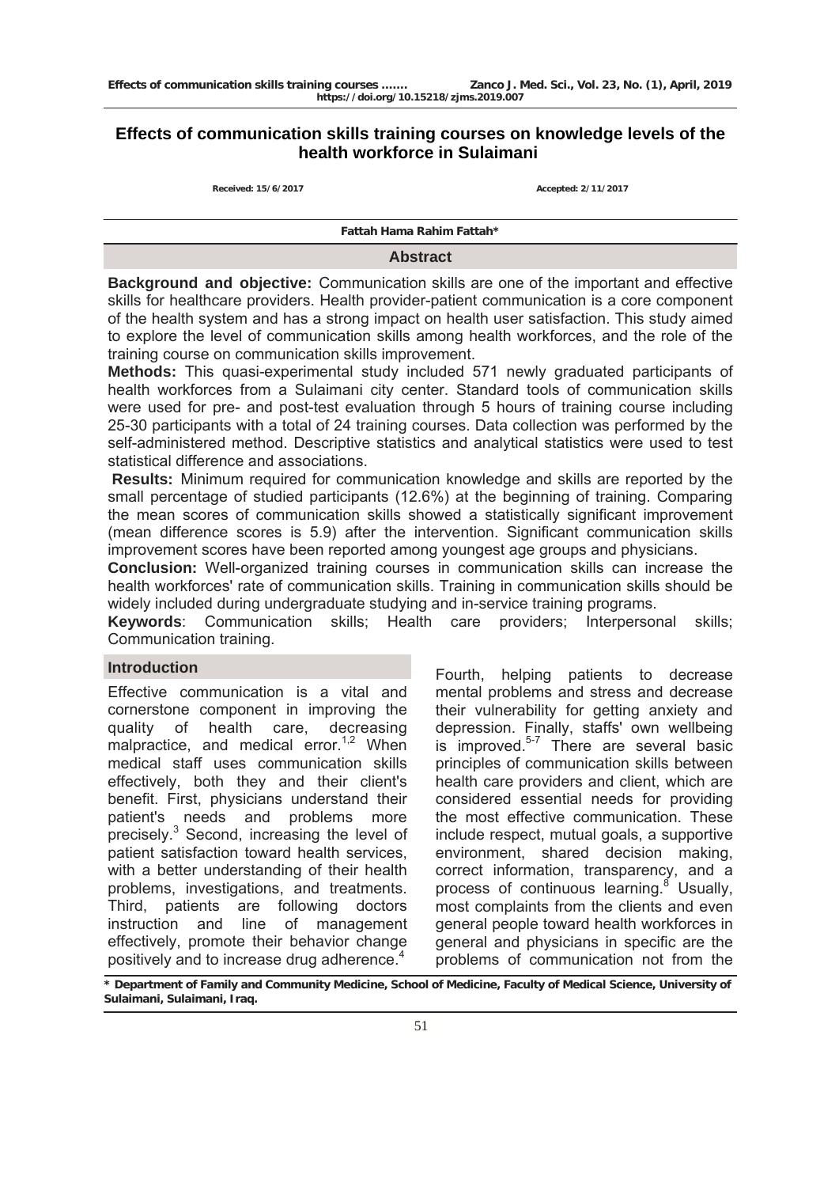# Effects of communication skills training courses on knowledge levels of the health workforce in Sulaimani

Received: 15/6/2017 Accepted: 2/11/2017

Fattah Hama Rahim Fattah*

## Abstract

**Background and objective:** Communication skills are one of the important and effective skills for healthcare providers. Health provider-patient communication is a core component of the health system and has a strong impact on health user satisfaction. This study aimed to explore the level of communication skills among health workforces, and the role of the training course on communication skills improvement.

**Methods:** This quasi-experimental study included 571 newly graduated participants of health workforces from a Sulaimani city center. Standard tools of communication skills were used for pre- and post-test evaluation through 5 hours of training course including 25-30 participants with a total of 24 training courses. Data collection was performed by the self-administered method. Descriptive statistics and analytical statistics were used to test statistical difference and associations.

**Results:** Minimum required for communication knowledge and skills are reported by the small percentage of studied participants (12.6%) at the beginning of training. Comparing the mean scores of communication skills showed a statistically significant improvement (mean difference scores is 5.9) after the intervention. Significant communication skills improvement scores have been reported among youngest age groups and physicians.

**Conclusion:** Well-organized training courses in communication skills can increase the health workforces' rate of communication skills. Training in communication skills should be widely included during undergraduate studying and in-service training programs.

**Keywords**: Communication skills; Health care providers; Interpersonal skills; Communication training.

## Introduction

Effective communication is a vital and cornerstone component in improving the quality of health care, decreasing malpractice, and medical error.[1,2] When medical staff uses communication skills effectively, both they and their client's benefit. First, physicians understand their patient's needs and problems more precisely.[3] Second, increasing the level of patient satisfaction toward health services, with a better understanding of their health problems, investigations, and treatments. Third, patients are following doctors instruction and line of management effectively, promote their behavior change positively and to increase drug adherence.[4] Fourth, helping patients to decrease mental problems and stress and decrease their vulnerability for getting anxiety and depression. Finally, staffs' own wellbeing is improved.[5-7] There are several basic principles of communication skills between health care providers and client, which are considered essential needs for providing the most effective communication. These include respect, mutual goals, a supportive environment, shared decision making, correct information, transparency, and a process of continuous learning.[8] Usually, most complaints from the clients and even general people toward health workforces in general and physicians in specific are the problems of communication not from the

\* Department of Family and Community Medicine, School of Medicine, Faculty of Medical Science, University of Sulaimani, Sulaimani, Iraq.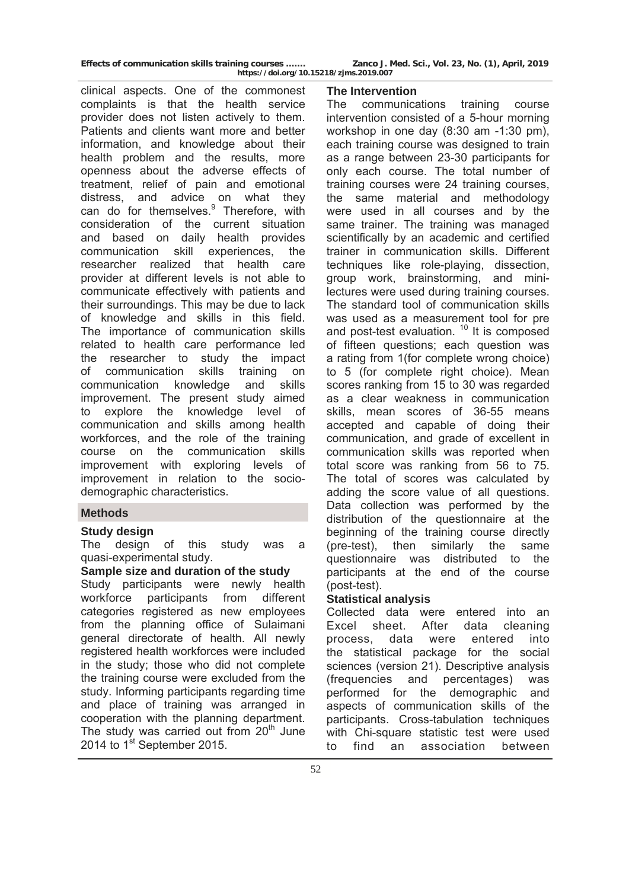clinical aspects. One of the commonest complaints is that the health service provider does not listen actively to them. Patients and clients want more and better information, and knowledge about their health problem and the results, more openness about the adverse effects of treatment, relief of pain and emotional distress, and advice on what they can do for themselves.[9] Therefore, with consideration of the current situation and based on daily health provides communication skill experiences, the researcher realized that health care provider at different levels is not able to communicate effectively with patients and their surroundings. This may be due to lack of knowledge and skills in this field. The importance of communication skills related to health care performance led the researcher to study the impact of communication skills training on communication knowledge and skills improvement. The present study aimed to explore the knowledge level of communication and skills among health workforces, and the role of the training course on the communication skills improvement with exploring levels of improvement in relation to the socio-demographic characteristics.

## Methods

### Study design

The design of this study was a quasi-experimental study.

### Sample size and duration of the study

Study participants were newly health workforce participants from different categories registered as new employees from the planning office of Sulaimani general directorate of health. All newly registered health workforces were included in the study; those who did not complete the training course were excluded from the study. Informing participants regarding time and place of training was arranged in cooperation with the planning department. The study was carried out from 20th June 2014 to 1st September 2015.

### The Intervention

The communications training course intervention consisted of a 5-hour morning workshop in one day (8:30 am -1:30 pm), each training course was designed to train as a range between 23-30 participants for only each course. The total number of training courses were 24 training courses, the same material and methodology were used in all courses and by the same trainer. The training was managed scientifically by an academic and certified trainer in communication skills. Different techniques like role-playing, dissection, group work, brainstorming, and mini-lectures were used during training courses. The standard tool of communication skills was used as a measurement tool for pre and post-test evaluation. [10] It is composed of fifteen questions; each question was a rating from 1(for complete wrong choice) to 5 (for complete right choice). Mean scores ranking from 15 to 30 was regarded as a clear weakness in communication skills, mean scores of 36-55 means accepted and capable of doing their communication, and grade of excellent in communication skills was reported when total score was ranking from 56 to 75. The total of scores was calculated by adding the score value of all questions. Data collection was performed by the distribution of the questionnaire at the beginning of the training course directly (pre-test), then similarly the same questionnaire was distributed to the participants at the end of the course (post-test).

### Statistical analysis

Collected data were entered into an Excel sheet. After data cleaning process, data were entered into the statistical package for the social sciences (version 21). Descriptive analysis (frequencies and percentages) was performed for the demographic and aspects of communication skills of the participants. Cross-tabulation techniques with Chi-square statistic test were used to find an association between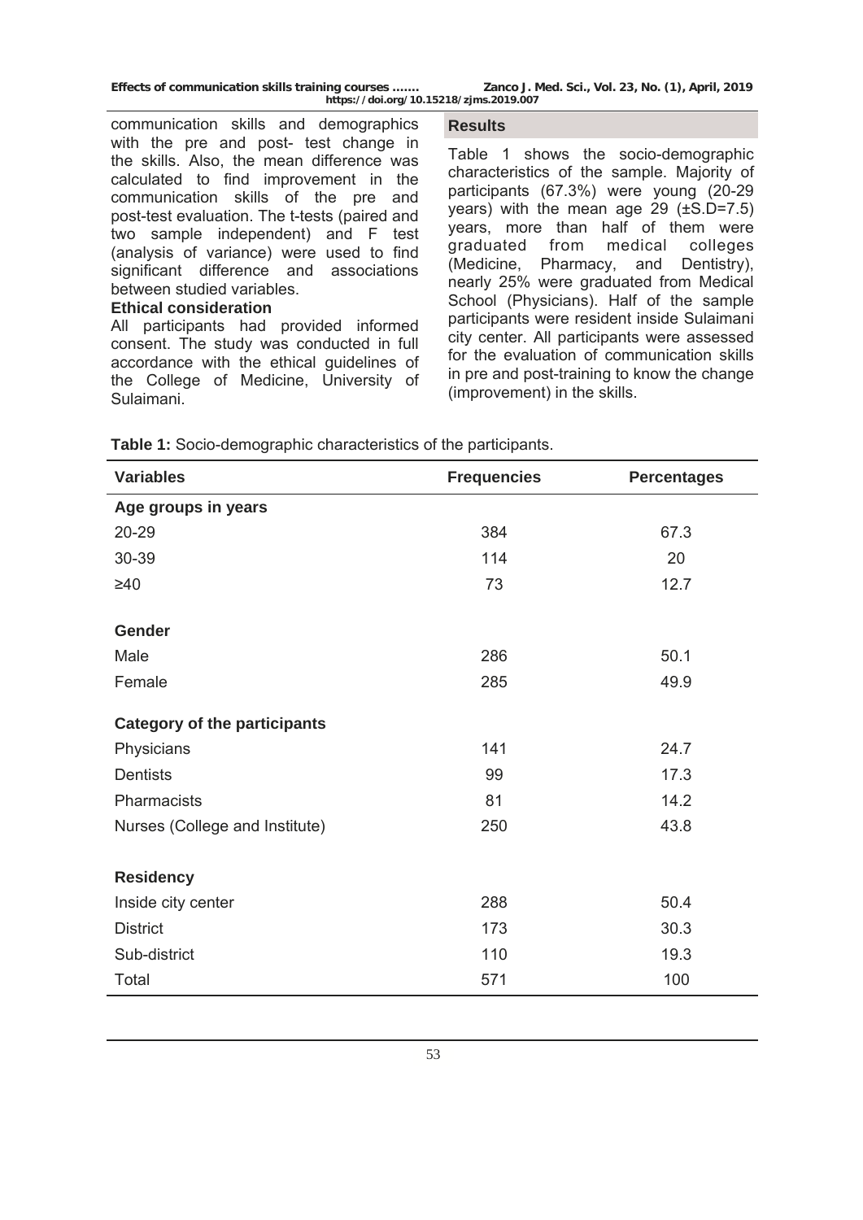communication skills and demographics with the pre and post- test change in the skills. Also, the mean difference was calculated to find improvement in the communication skills of the pre and post-test evaluation. The t-tests (paired and two sample independent) and F test (analysis of variance) were used to find significant difference and associations between studied variables.

**Ethical consideration**

All participants had provided informed consent. The study was conducted in full accordance with the ethical guidelines of the College of Medicine, University of Sulaimani.

## Results

Table 1 shows the socio-demographic characteristics of the sample. Majority of participants (67.3%) were young (20-29 years) with the mean age 29 (±S.D=7.5) years, more than half of them were graduated from medical colleges (Medicine, Pharmacy, and Dentistry), nearly 25% were graduated from Medical School (Physicians). Half of the sample participants were resident inside Sulaimani city center. All participants were assessed for the evaluation of communication skills in pre and post-training to know the change (improvement) in the skills.

**Table 1:** Socio-demographic characteristics of the participants.

| Variables | Frequencies | Percentages |
|---|---|---|
| **Age groups in years** | | |
| 20-29 | 384 | 67.3 |
| 30-39 | 114 | 20 |
| ≥40 | 73 | 12.7 |
| **Gender** | | |
| Male | 286 | 50.1 |
| Female | 285 | 49.9 |
| **Category of the participants** | | |
| Physicians | 141 | 24.7 |
| Dentists | 99 | 17.3 |
| Pharmacists | 81 | 14.2 |
| Nurses (College and Institute) | 250 | 43.8 |
| **Residency** | | |
| Inside city center | 288 | 50.4 |
| District | 173 | 30.3 |
| Sub-district | 110 | 19.3 |
| Total | 571 | 100 |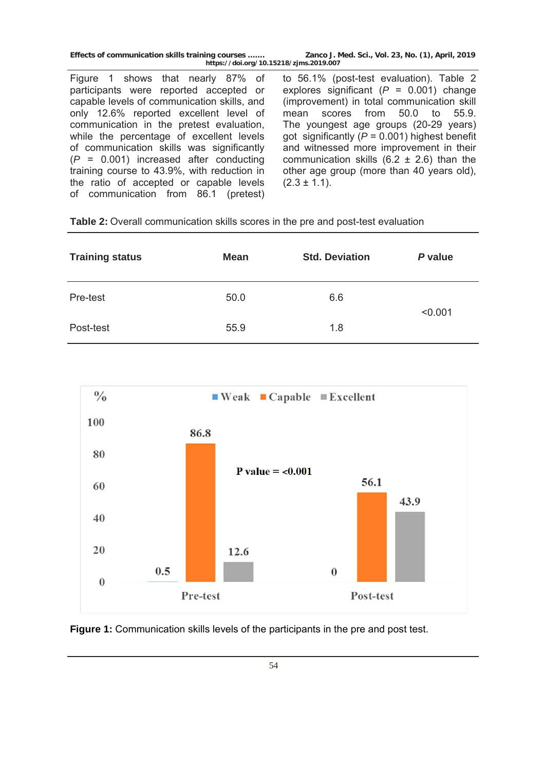Figure 1 shows that nearly 87% of participants were reported accepted or capable levels of communication skills, and only 12.6% reported excellent level of communication in the pretest evaluation, while the percentage of excellent levels of communication skills was significantly ($P$ = 0.001) increased after conducting training course to 43.9%, with reduction in the ratio of accepted or capable levels of communication from 86.1 (pretest) to 56.1% (post-test evaluation). Table 2 explores significant ($P$ = 0.001) change (improvement) in total communication skill mean scores from 50.0 to 55.9. The youngest age groups (20-29 years) got significantly ($P$ = 0.001) highest benefit and witnessed more improvement in their communication skills (6.2 ± 2.6) than the other age group (more than 40 years old), (2.3 ± 1.1).

**Table 2:** Overall communication skills scores in the pre and post-test evaluation

| Training status | Mean | Std. Deviation | *P* value |
|---|---|---|---|
| Pre-test | 50.0 | 6.6 | <0.001 |
| Post-test | 55.9 | 1.8 | |

**Figure 1:** Communication skills levels of the participants in the pre and post test.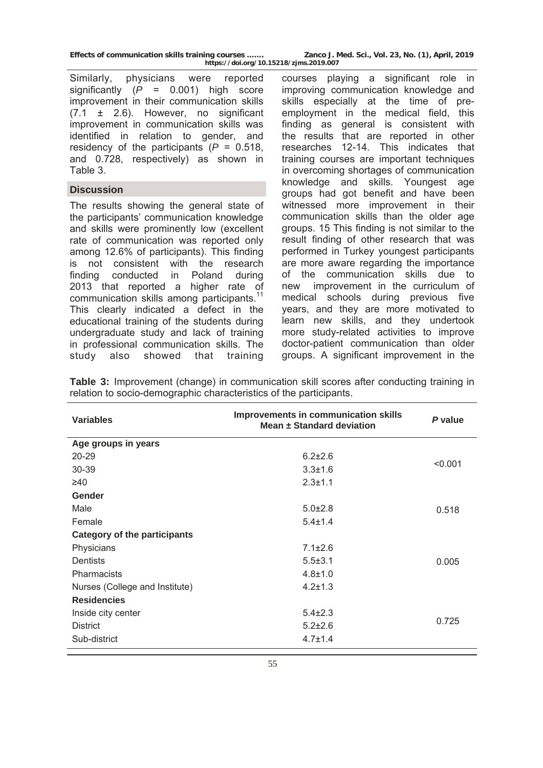Similarly, physicians were reported significantly ($P$ = 0.001) high score improvement in their communication skills (7.1 ± 2.6). However, no significant improvement in communication skills was identified in relation to gender, and residency of the participants ($P$ = 0.518, and 0.728, respectively) as shown in Table 3.

## Discussion

The results showing the general state of the participants' communication knowledge and skills were prominently low (excellent rate of communication was reported only among 12.6% of participants). This finding is not consistent with the research finding conducted in Poland during 2013 that reported a higher rate of communication skills among participants.[11] This clearly indicated a defect in the educational training of the students during undergraduate study and lack of training in professional communication skills. The study also showed that training courses playing a significant role in improving communication knowledge and skills especially at the time of pre-employment in the medical field, this finding as general is consistent with the results that are reported in other researches 12-14. This indicates that training courses are important techniques in overcoming shortages of communication knowledge and skills. Youngest age groups had got benefit and have been witnessed more improvement in their communication skills than the older age groups. 15 This finding is not similar to the result finding of other research that was performed in Turkey youngest participants are more aware regarding the importance of the communication skills due to new improvement in the curriculum of medical schools during previous five years, and they are more motivated to learn new skills, and they undertook more study-related activities to improve doctor-patient communication than older groups. A significant improvement in the

**Table 3:** Improvement (change) in communication skill scores after conducting training in relation to socio-demographic characteristics of the participants.

| Variables | Improvements in communication skills Mean ± Standard deviation | *P* value |
|---|---|---|
| **Age groups in years** | | |
| 20-29 | 6.2±2.6 | <0.001 |
| 30-39 | 3.3±1.6 | |
| ≥40 | 2.3±1.1 | |
| **Gender** | | |
| Male | 5.0±2.8 | 0.518 |
| Female | 5.4±1.4 | |
| **Category of the participants** | | |
| Physicians | 7.1±2.6 | 0.005 |
| Dentists | 5.5±3.1 | |
| Pharmacists | 4.8±1.0 | |
| Nurses (College and Institute) | 4.2±1.3 | |
| **Residencies** | | |
| Inside city center | 5.4±2.3 | 0.725 |
| District | 5.2±2.6 | |
| Sub-district | 4.7±1.4 | |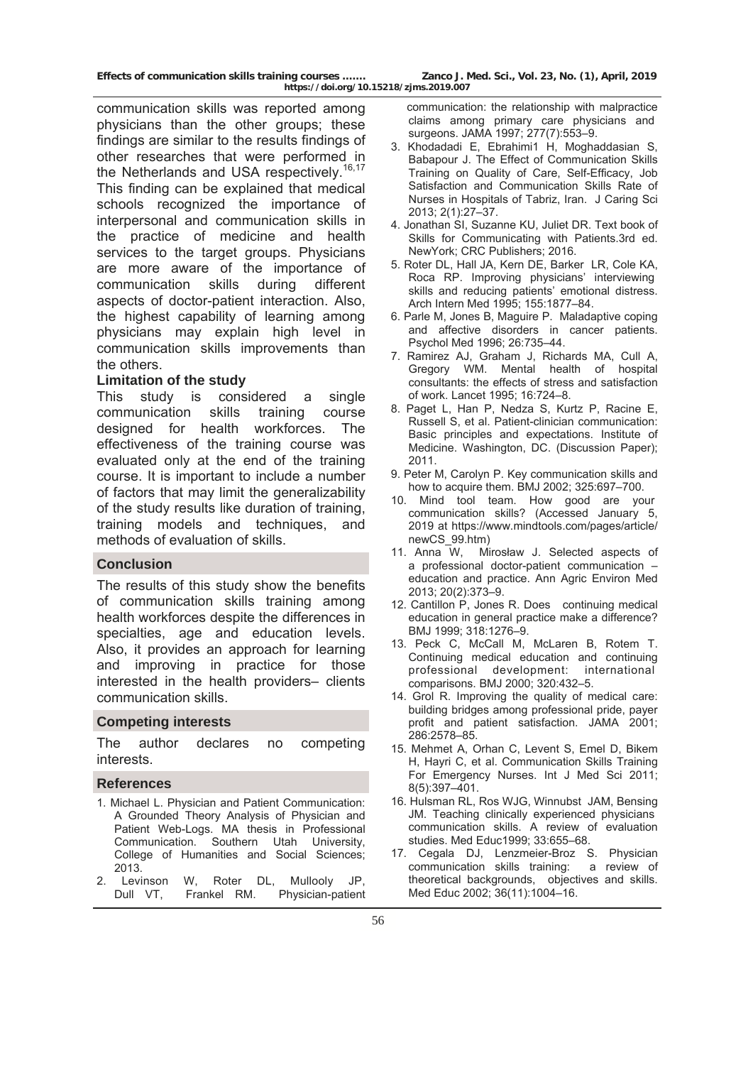communication skills was reported among physicians than the other groups; these findings are similar to the results findings of other researches that were performed in the Netherlands and USA respectively.[16,17] This finding can be explained that medical schools recognized the importance of interpersonal and communication skills in the practice of medicine and health services to the target groups. Physicians are more aware of the importance of communication skills during different aspects of doctor-patient interaction. Also, the highest capability of learning among physicians may explain high level in communication skills improvements than the others.

### Limitation of the study

This study is considered a single communication skills training course designed for health workforces. The effectiveness of the training course was evaluated only at the end of the training course. It is important to include a number of factors that may limit the generalizability of the study results like duration of training, training models and techniques, and methods of evaluation of skills.

## Conclusion

The results of this study show the benefits of communication skills training among health workforces despite the differences in specialties, age and education levels. Also, it provides an approach for learning and improving in practice for those interested in the health providers– clients communication skills.

## Competing interests

The author declares no competing interests.

## References

1. Michael L. Physician and Patient Communication: A Grounded Theory Analysis of Physician and Patient Web-Logs. MA thesis in Professional Communication. Southern Utah University, College of Humanities and Social Sciences; 2013.
2. Levinson W, Roter DL, Mullooly JP, Dull VT, Frankel RM. Physician-patient communication: the relationship with malpractice claims among primary care physicians and surgeons. JAMA 1997; 277(7):553–9.
3. Khodadadi E, Ebrahimi1 H, Moghaddasian S, Babapour J. The Effect of Communication Skills Training on Quality of Care, Self-Efficacy, Job Satisfaction and Communication Skills Rate of Nurses in Hospitals of Tabriz, Iran. J Caring Sci 2013; 2(1):27–37.
4. Jonathan SI, Suzanne KU, Juliet DR. Text book of Skills for Communicating with Patients.3rd ed. NewYork; CRC Publishers; 2016.
5. Roter DL, Hall JA, Kern DE, Barker LR, Cole KA, Roca RP. Improving physicians' interviewing skills and reducing patients' emotional distress. Arch Intern Med 1995; 155:1877–84.
6. Parle M, Jones B, Maguire P. Maladaptive coping and affective disorders in cancer patients. Psychol Med 1996; 26:735–44.
7. Ramirez AJ, Graham J, Richards MA, Cull A, Gregory WM. Mental health of hospital consultants: the effects of stress and satisfaction of work. Lancet 1995; 16:724–8.
8. Paget L, Han P, Nedza S, Kurtz P, Racine E, Russell S, et al. Patient-clinician communication: Basic principles and expectations. Institute of Medicine. Washington, DC. (Discussion Paper); 2011.
9. Peter M, Carolyn P. Key communication skills and how to acquire them. BMJ 2002; 325:697–700.
10. Mind tool team. How good are your communication skills? (Accessed January 5, 2019 at https://www.mindtools.com/pages/article/newCS_99.htm)
11. Anna W, Mirosław J. Selected aspects of a professional doctor-patient communication – education and practice. Ann Agric Environ Med 2013; 20(2):373–9.
12. Cantillon P, Jones R. Does continuing medical education in general practice make a difference? BMJ 1999; 318:1276–9.
13. Peck C, McCall M, McLaren B, Rotem T. Continuing medical education and continuing professional development: international comparisons. BMJ 2000; 320:432–5.
14. Grol R. Improving the quality of medical care: building bridges among professional pride, payer profit and patient satisfaction. JAMA 2001; 286:2578–85.
15. Mehmet A, Orhan C, Levent S, Emel D, Bikem H, Hayri C, et al. Communication Skills Training For Emergency Nurses. Int J Med Sci 2011; 8(5):397–401.
16. Hulsman RL, Ros WJG, Winnubst JAM, Bensing JM. Teaching clinically experienced physicians communication skills. A review of evaluation studies. Med Educ1999; 33:655–68.
17. Cegala DJ, Lenzmeier-Broz S. Physician communication skills training: a review of theoretical backgrounds, objectives and skills. Med Educ 2002; 36(11):1004–16.